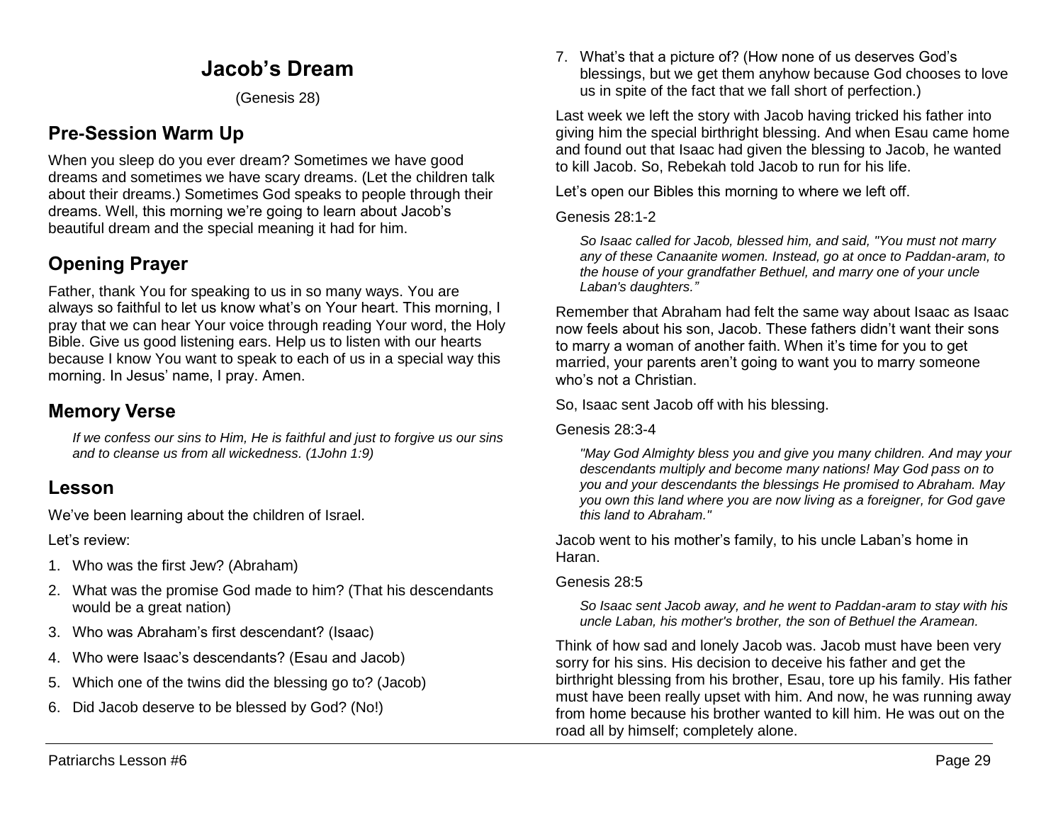# Jacob's Dream

(Genesis 28)

## Pre-Session Warm Up

When you sleep do you ever dream? Sometimes we have good dreams and sometimes we have scary dreams. (Let the children talk about their dreams.) Sometimes God speaks to people through their dreams. Well, this morning we're going to learn about Jacob's beautiful dream and the special meaning it had for him.

## Opening Prayer

Father, thank You for speaking to us in so many ways. You are always so faithful to let us know what's on Your heart. This morning, I pray that we can hear Your voice through reading Your word, the Holy Bible. Give us good listening ears. Help us to listen with our hearts because I know You want to speak to each of us in a special way this morning. In Jesus' name, I pray. Amen.

## Memory Verse

> *If we confess our sins to Him, He is faithful and just to forgive us our sins and to cleanse us from all wickedness. (1John 1:9)*

## Lesson

We've been learning about the children of Israel.

Let's review:

1. Who was the first Jew? (Abraham)
2. What was the promise God made to him? (That his descendants would be a great nation)
3. Who was Abraham's first descendant? (Isaac)
4. Who were Isaac's descendants? (Esau and Jacob)
5. Which one of the twins did the blessing go to? (Jacob)
6. Did Jacob deserve to be blessed by God? (No!)
7. What's that a picture of? (How none of us deserves God's blessings, but we get them anyhow because God chooses to love us in spite of the fact that we fall short of perfection.)

Last week we left the story with Jacob having tricked his father into giving him the special birthright blessing. And when Esau came home and found out that Isaac had given the blessing to Jacob, he wanted to kill Jacob. So, Rebekah told Jacob to run for his life.

Let's open our Bibles this morning to where we left off.

Genesis 28:1-2

> *So Isaac called for Jacob, blessed him, and said, "You must not marry any of these Canaanite women. Instead, go at once to Paddan-aram, to the house of your grandfather Bethuel, and marry one of your uncle Laban's daughters."*

Remember that Abraham had felt the same way about Isaac as Isaac now feels about his son, Jacob. These fathers didn't want their sons to marry a woman of another faith. When it's time for you to get married, your parents aren't going to want you to marry someone who's not a Christian.

So, Isaac sent Jacob off with his blessing.

Genesis 28:3-4

> *"May God Almighty bless you and give you many children. And may your descendants multiply and become many nations! May God pass on to you and your descendants the blessings He promised to Abraham. May you own this land where you are now living as a foreigner, for God gave this land to Abraham."*

Jacob went to his mother's family, to his uncle Laban's home in Haran.

Genesis 28:5

> *So Isaac sent Jacob away, and he went to Paddan-aram to stay with his uncle Laban, his mother's brother, the son of Bethuel the Aramean.*

Think of how sad and lonely Jacob was. Jacob must have been very sorry for his sins. His decision to deceive his father and get the birthright blessing from his brother, Esau, tore up his family. His father must have been really upset with him. And now, he was running away from home because his brother wanted to kill him. He was out on the road all by himself; completely alone.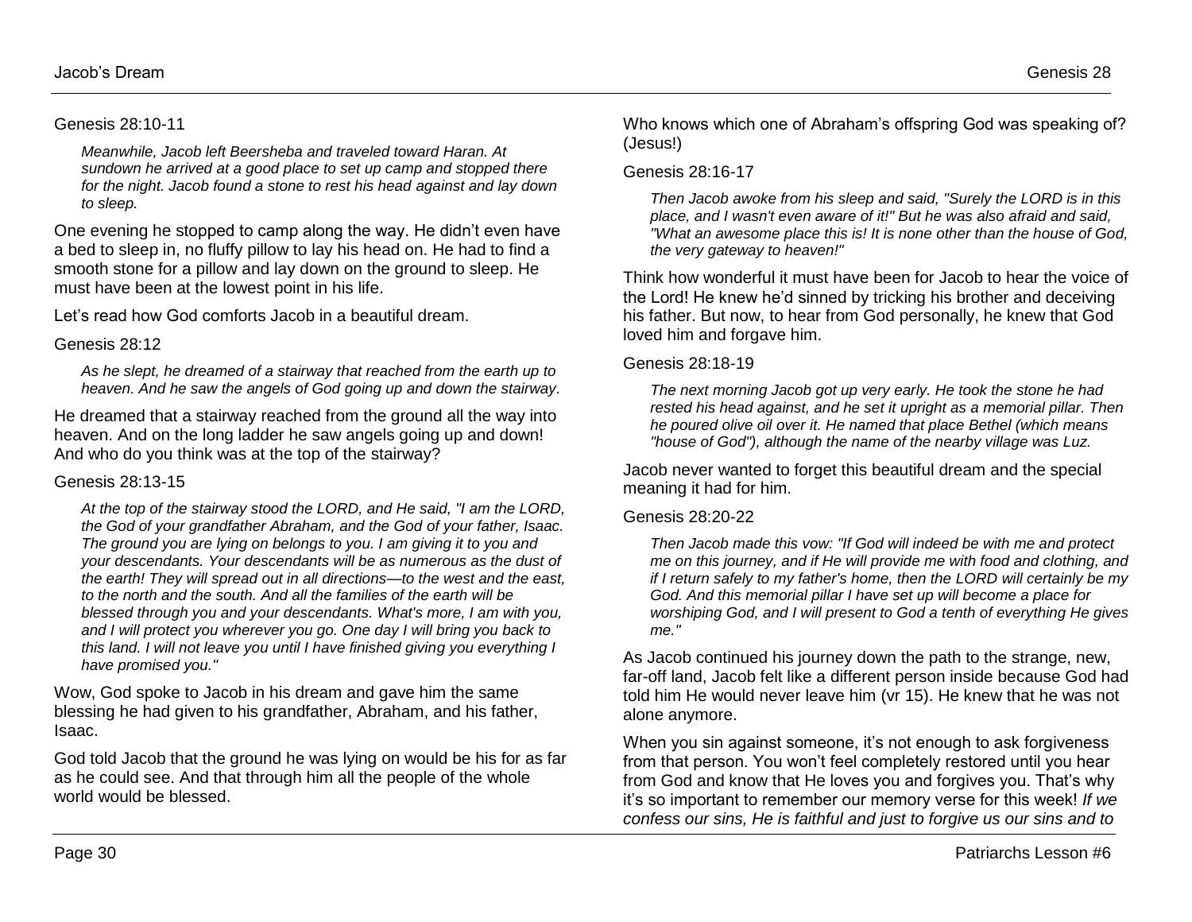Genesis 28:10-11

> *Meanwhile, Jacob left Beersheba and traveled toward Haran. At sundown he arrived at a good place to set up camp and stopped there for the night. Jacob found a stone to rest his head against and lay down to sleep.*

One evening he stopped to camp along the way. He didn't even have a bed to sleep in, no fluffy pillow to lay his head on. He had to find a smooth stone for a pillow and lay down on the ground to sleep. He must have been at the lowest point in his life.

Let's read how God comforts Jacob in a beautiful dream.

Genesis 28:12

> *As he slept, he dreamed of a stairway that reached from the earth up to heaven. And he saw the angels of God going up and down the stairway.*

He dreamed that a stairway reached from the ground all the way into heaven. And on the long ladder he saw angels going up and down! And who do you think was at the top of the stairway?

Genesis 28:13-15

> *At the top of the stairway stood the LORD, and He said, "I am the LORD, the God of your grandfather Abraham, and the God of your father, Isaac. The ground you are lying on belongs to you. I am giving it to you and your descendants. Your descendants will be as numerous as the dust of the earth! They will spread out in all directions—to the west and the east, to the north and the south. And all the families of the earth will be blessed through you and your descendants. What's more, I am with you, and I will protect you wherever you go. One day I will bring you back to this land. I will not leave you until I have finished giving you everything I have promised you."*

Wow, God spoke to Jacob in his dream and gave him the same blessing he had given to his grandfather, Abraham, and his father, Isaac.

God told Jacob that the ground he was lying on would be his for as far as he could see. And that through him all the people of the whole world would be blessed.

Who knows which one of Abraham's offspring God was speaking of? (Jesus!)

Genesis 28:16-17

> *Then Jacob awoke from his sleep and said, "Surely the LORD is in this place, and I wasn't even aware of it!" But he was also afraid and said, "What an awesome place this is! It is none other than the house of God, the very gateway to heaven!"*

Think how wonderful it must have been for Jacob to hear the voice of the Lord! He knew he'd sinned by tricking his brother and deceiving his father. But now, to hear from God personally, he knew that God loved him and forgave him.

Genesis 28:18-19

> *The next morning Jacob got up very early. He took the stone he had rested his head against, and he set it upright as a memorial pillar. Then he poured olive oil over it. He named that place Bethel (which means "house of God"), although the name of the nearby village was Luz.*

Jacob never wanted to forget this beautiful dream and the special meaning it had for him.

Genesis 28:20-22

> *Then Jacob made this vow: "If God will indeed be with me and protect me on this journey, and if He will provide me with food and clothing, and if I return safely to my father's home, then the LORD will certainly be my God. And this memorial pillar I have set up will become a place for worshiping God, and I will present to God a tenth of everything He gives me."*

As Jacob continued his journey down the path to the strange, new, far-off land, Jacob felt like a different person inside because God had told him He would never leave him (vr 15). He knew that he was not alone anymore.

When you sin against someone, it's not enough to ask forgiveness from that person. You won't feel completely restored until you hear from God and know that He loves you and forgives you. That's why it's so important to remember our memory verse for this week! *If we confess our sins, He is faithful and just to forgive us our sins and to*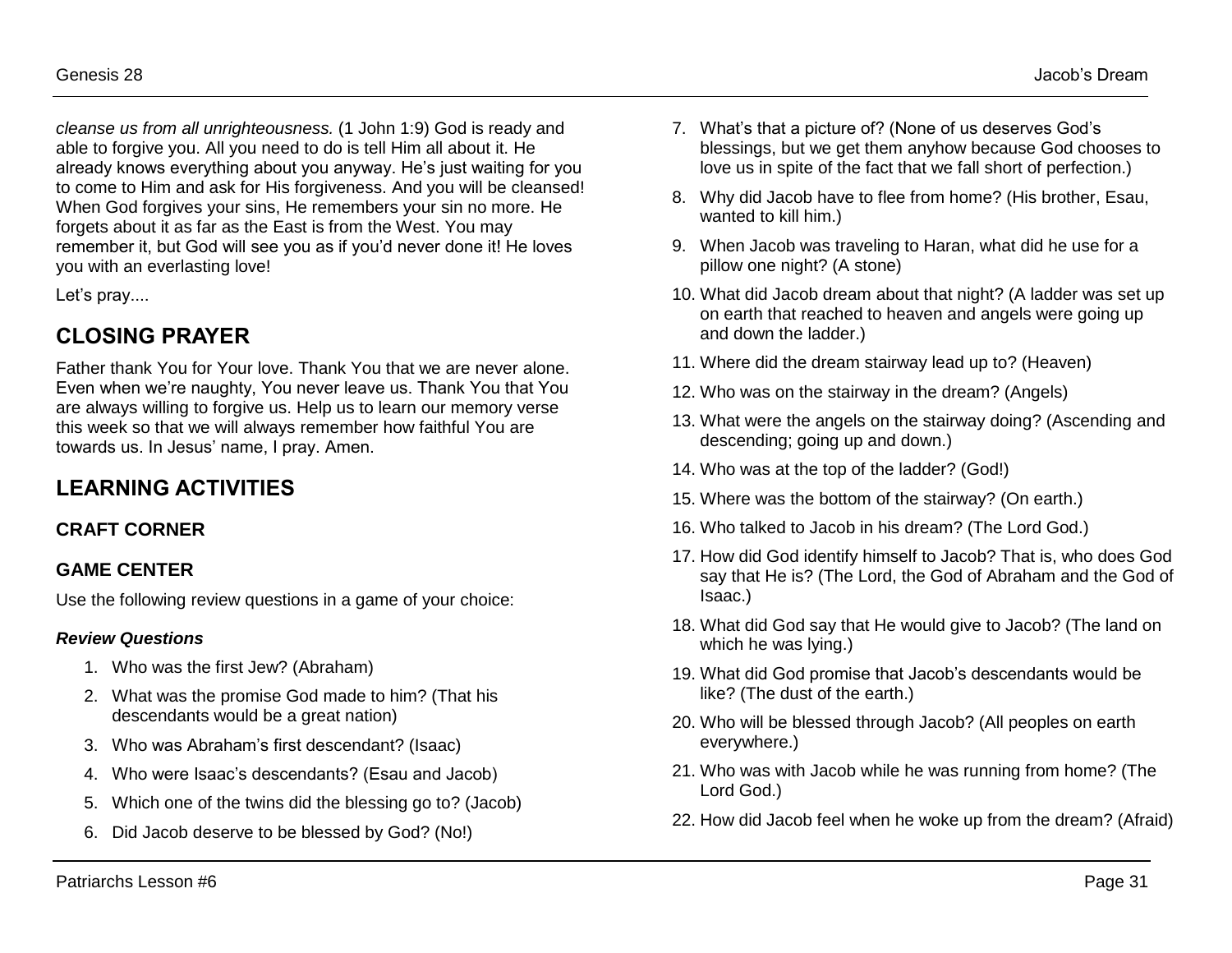*cleanse us from all unrighteousness.* (1 John 1:9) God is ready and able to forgive you. All you need to do is tell Him all about it. He already knows everything about you anyway. He's just waiting for you to come to Him and ask for His forgiveness. And you will be cleansed! When God forgives your sins, He remembers your sin no more. He forgets about it as far as the East is from the West. You may remember it, but God will see you as if you'd never done it! He loves you with an everlasting love!

Let's pray....

## CLOSING PRAYER

Father thank You for Your love. Thank You that we are never alone. Even when we're naughty, You never leave us. Thank You that You are always willing to forgive us. Help us to learn our memory verse this week so that we will always remember how faithful You are towards us. In Jesus' name, I pray. Amen.

## LEARNING ACTIVITIES

### CRAFT CORNER

### GAME CENTER

Use the following review questions in a game of your choice:

#### *Review Questions*

1. Who was the first Jew? (Abraham)
2. What was the promise God made to him? (That his descendants would be a great nation)
3. Who was Abraham's first descendant? (Isaac)
4. Who were Isaac's descendants? (Esau and Jacob)
5. Which one of the twins did the blessing go to? (Jacob)
6. Did Jacob deserve to be blessed by God? (No!)
7. What's that a picture of? (None of us deserves God's blessings, but we get them anyhow because God chooses to love us in spite of the fact that we fall short of perfection.)
8. Why did Jacob have to flee from home? (His brother, Esau, wanted to kill him.)
9. When Jacob was traveling to Haran, what did he use for a pillow one night? (A stone)
10. What did Jacob dream about that night? (A ladder was set up on earth that reached to heaven and angels were going up and down the ladder.)
11. Where did the dream stairway lead up to? (Heaven)
12. Who was on the stairway in the dream? (Angels)
13. What were the angels on the stairway doing? (Ascending and descending; going up and down.)
14. Who was at the top of the ladder? (God!)
15. Where was the bottom of the stairway? (On earth.)
16. Who talked to Jacob in his dream? (The Lord God.)
17. How did God identify himself to Jacob? That is, who does God say that He is? (The Lord, the God of Abraham and the God of Isaac.)
18. What did God say that He would give to Jacob? (The land on which he was lying.)
19. What did God promise that Jacob's descendants would be like? (The dust of the earth.)
20. Who will be blessed through Jacob? (All peoples on earth everywhere.)
21. Who was with Jacob while he was running from home? (The Lord God.)
22. How did Jacob feel when he woke up from the dream? (Afraid)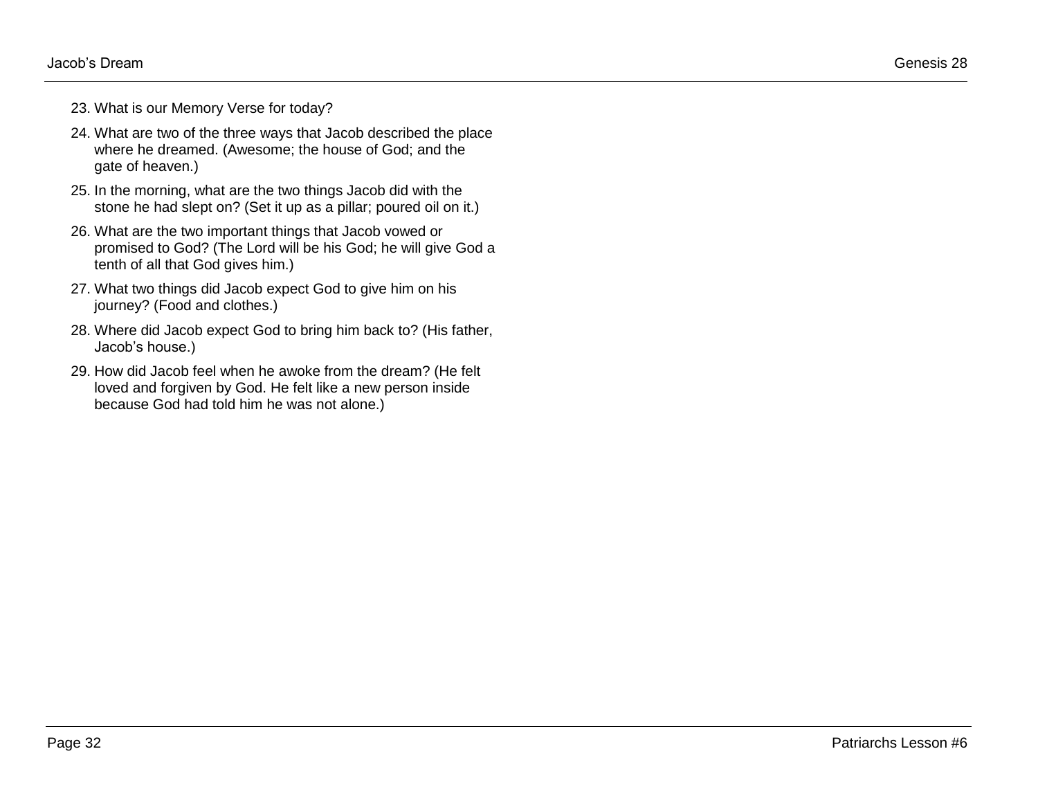23. What is our Memory Verse for today?
24. What are two of the three ways that Jacob described the place where he dreamed. (Awesome; the house of God; and the gate of heaven.)
25. In the morning, what are the two things Jacob did with the stone he had slept on? (Set it up as a pillar; poured oil on it.)
26. What are the two important things that Jacob vowed or promised to God? (The Lord will be his God; he will give God a tenth of all that God gives him.)
27. What two things did Jacob expect God to give him on his journey? (Food and clothes.)
28. Where did Jacob expect God to bring him back to? (His father, Jacob's house.)
29. How did Jacob feel when he awoke from the dream? (He felt loved and forgiven by God. He felt like a new person inside because God had told him he was not alone.)